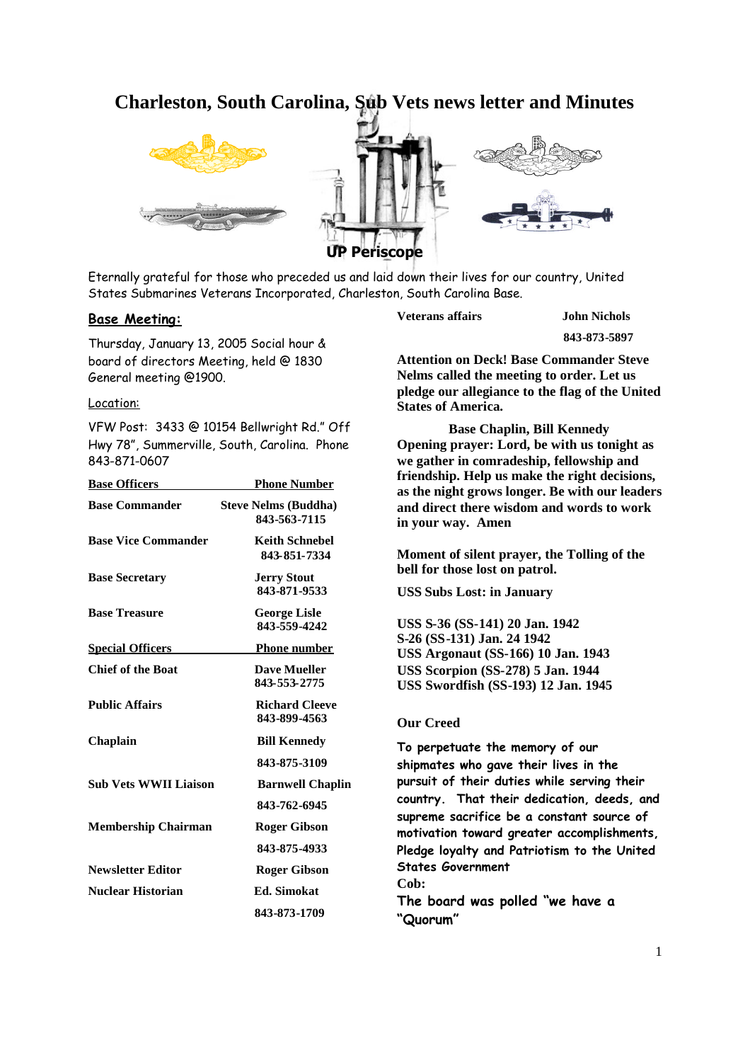# Charleston, South Carolina, Sub Vets news letter and Minutes

**UP Periscope**

Eternally grateful for those who preceded us and laid down their lives for our country, United States Submarines Veterans Incorporated, Charleston, South Carolina Base.

## Base Meeting:

Thursday, January 13, 2005 Social hour & board of directors Meeting, held @ 1830 General meeting @1900.

Location:

VFW Post: 3433 @ 10154 Bellwright Rd." Off Hwy 78", Summerville, South, Carolina. Phone 843-871-0607

| **Base Officers** | **Phone Number** |
|---|---|
| **Base Commander** | **Steve Nelms (Buddha) 843-563-7115** |
| **Base Vice Commander** | **Keith Schnebel 843-851-7334** |
| **Base Secretary** | **Jerry Stout 843-871-9533** |
| **Base Treasure** | **George Lisle 843-559-4242** |

| **Special Officers** | **Phone number** |
|---|---|
| **Chief of the Boat** | **Dave Mueller 843-553-2775** |
| **Public Affairs** | **Richard Cleeve 843-899-4563** |
| **Chaplain** | **Bill Kennedy 843-875-3109** |
| **Sub Vets WWII Liaison** | **Barnwell Chaplin 843-762-6945** |
| **Membership Chairman** | **Roger Gibson 843-875-4933** |
| **Newsletter Editor** | **Roger Gibson** |
| **Nuclear Historian** | **Ed. Simokat 843-873-1709** |
| **Veterans affairs** | **John Nichols 843-873-5897** |

**Attention on Deck! Base Commander Steve Nelms called the meeting to order. Let us pledge our allegiance to the flag of the United States of America.**

**Base Chaplin, Bill Kennedy**

**Opening prayer: Lord, be with us tonight as we gather in comradeship, fellowship and friendship. Help us make the right decisions, as the night grows longer. Be with our leaders and direct there wisdom and words to work in your way. Amen**

**Moment of silent prayer, the Tolling of the bell for those lost on patrol.**

**USS Subs Lost: in January**

**USS S-36 (SS-141) 20 Jan. 1942**
**S-26 (SS-131) Jan. 24 1942**
**USS Argonaut (SS-166) 10 Jan. 1943**
**USS Scorpion (SS-278) 5 Jan. 1944**
**USS Swordfish (SS-193) 12 Jan. 1945**

**Our Creed**

**To perpetuate the memory of our shipmates who gave their lives in the pursuit of their duties while serving their country. That their dedication, deeds, and supreme sacrifice be a constant source of motivation toward greater accomplishments, Pledge loyalty and Patriotism to the United States Government**

**Cob:**

**The board was polled "we have a "Quorum"**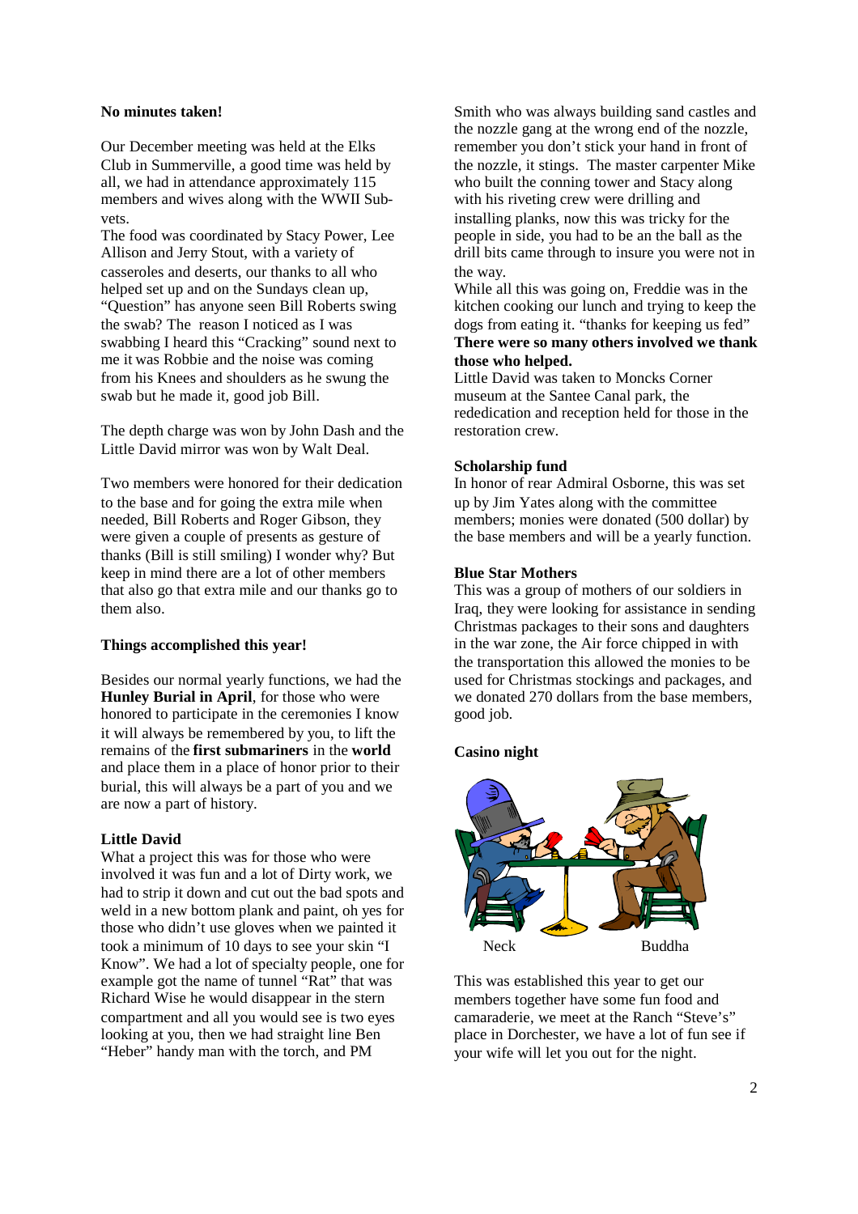**No minutes taken!**

Our December meeting was held at the Elks Club in Summerville, a good time was held by all, we had in attendance approximately 115 members and wives along with the WWII Sub-vets.

The food was coordinated by Stacy Power, Lee Allison and Jerry Stout, with a variety of casseroles and deserts, our thanks to all who helped set up and on the Sundays clean up, "Question" has anyone seen Bill Roberts swing the swab? The reason I noticed as I was swabbing I heard this "Cracking" sound next to me it was Robbie and the noise was coming from his Knees and shoulders as he swung the swab but he made it, good job Bill.

The depth charge was won by John Dash and the Little David mirror was won by Walt Deal.

Two members were honored for their dedication to the base and for going the extra mile when needed, Bill Roberts and Roger Gibson, they were given a couple of presents as gesture of thanks (Bill is still smiling) I wonder why? But keep in mind there are a lot of other members that also go that extra mile and our thanks go to them also.

**Things accomplished this year!**

Besides our normal yearly functions, we had the **Hunley Burial in April**, for those who were honored to participate in the ceremonies I know it will always be remembered by you, to lift the remains of the **first submariners** in the **world** and place them in a place of honor prior to their burial, this will always be a part of you and we are now a part of history.

**Little David**

What a project this was for those who were involved it was fun and a lot of Dirty work, we had to strip it down and cut out the bad spots and weld in a new bottom plank and paint, oh yes for those who didn't use gloves when we painted it took a minimum of 10 days to see your skin "I Know". We had a lot of specialty people, one for example got the name of tunnel "Rat" that was Richard Wise he would disappear in the stern compartment and all you would see is two eyes looking at you, then we had straight line Ben "Heber" handy man with the torch, and PM Smith who was always building sand castles and the nozzle gang at the wrong end of the nozzle, remember you don't stick your hand in front of the nozzle, it stings. The master carpenter Mike who built the conning tower and Stacy along with his riveting crew were drilling and installing planks, now this was tricky for the people in side, you had to be an the ball as the drill bits came through to insure you were not in the way.

While all this was going on, Freddie was in the kitchen cooking our lunch and trying to keep the dogs from eating it. "thanks for keeping us fed"
**There were so many others involved we thank those who helped.**

Little David was taken to Moncks Corner museum at the Santee Canal park, the rededication and reception held for those in the restoration crew.

**Scholarship fund**

In honor of rear Admiral Osborne, this was set up by Jim Yates along with the committee members; monies were donated (500 dollar) by the base members and will be a yearly function.

**Blue Star Mothers**

This was a group of mothers of our soldiers in Iraq, they were looking for assistance in sending Christmas packages to their sons and daughters in the war zone, the Air force chipped in with the transportation this allowed the monies to be used for Christmas stockings and packages, and we donated 270 dollars from the base members, good job.

**Casino night**

Neck                Buddha

This was established this year to get our members together have some fun food and camaraderie, we meet at the Ranch "Steve's" place in Dorchester, we have a lot of fun see if your wife will let you out for the night.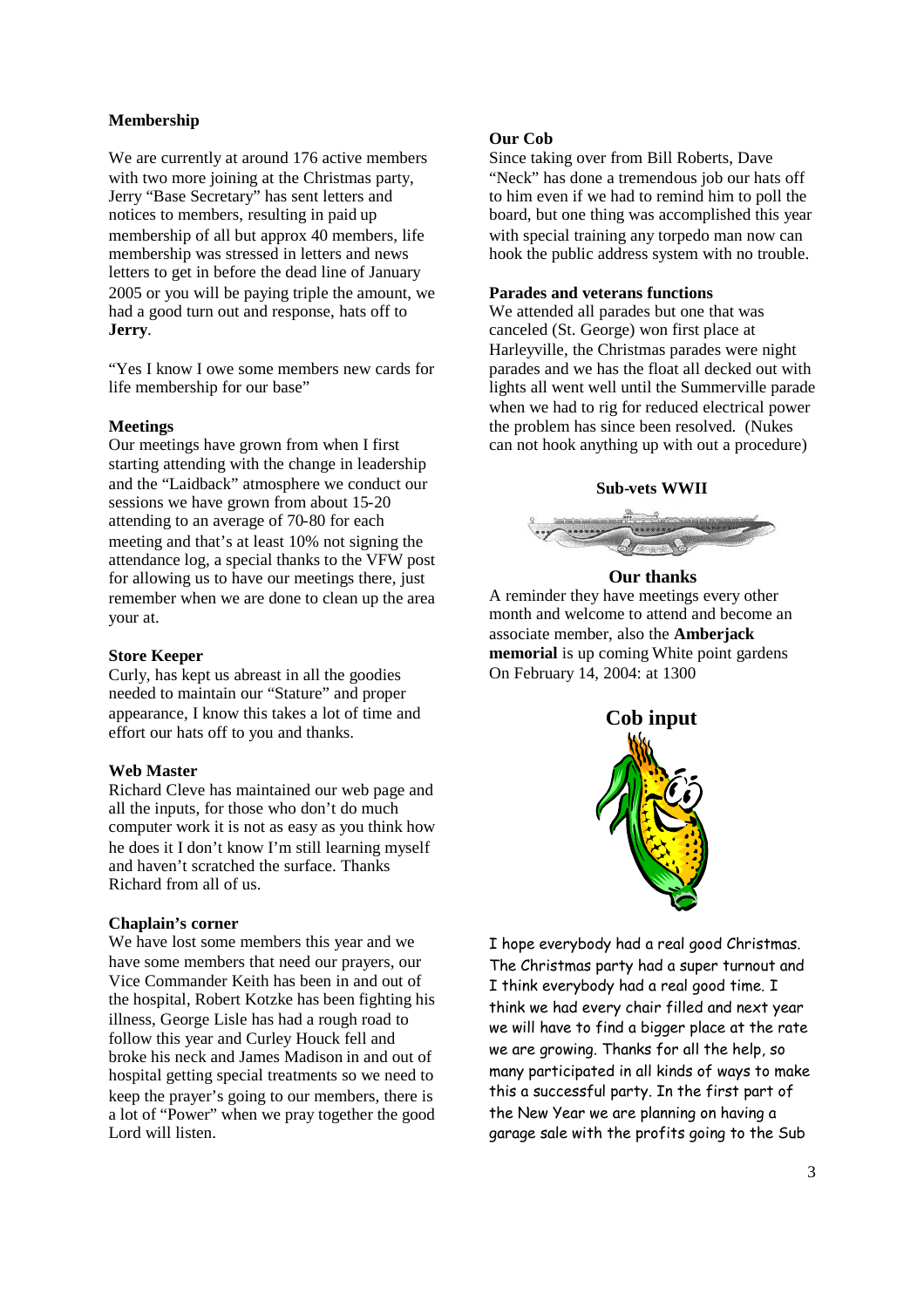### Membership

We are currently at around 176 active members with two more joining at the Christmas party, Jerry "Base Secretary" has sent letters and notices to members, resulting in paid up membership of all but approx 40 members, life membership was stressed in letters and news letters to get in before the dead line of January 2005 or you will be paying triple the amount, we had a good turn out and response, hats off to **Jerry**.

"Yes I know I owe some members new cards for life membership for our base"

### Meetings

Our meetings have grown from when I first starting attending with the change in leadership and the "Laidback" atmosphere we conduct our sessions we have grown from about 15-20 attending to an average of 70-80 for each meeting and that's at least 10% not signing the attendance log, a special thanks to the VFW post for allowing us to have our meetings there, just remember when we are done to clean up the area your at.

### Store Keeper

Curly, has kept us abreast in all the goodies needed to maintain our "Stature" and proper appearance, I know this takes a lot of time and effort our hats off to you and thanks.

### Web Master

Richard Cleve has maintained our web page and all the inputs, for those who don't do much computer work it is not as easy as you think how he does it I don't know I'm still learning myself and haven't scratched the surface. Thanks Richard from all of us.

### Chaplain's corner

We have lost some members this year and we have some members that need our prayers, our Vice Commander Keith has been in and out of the hospital, Robert Kotzke has been fighting his illness, George Lisle has had a rough road to follow this year and Curley Houck fell and broke his neck and James Madison in and out of hospital getting special treatments so we need to keep the prayer's going to our members, there is a lot of "Power" when we pray together the good Lord will listen.

### Our Cob

Since taking over from Bill Roberts, Dave "Neck" has done a tremendous job our hats off to him even if we had to remind him to poll the board, but one thing was accomplished this year with special training any torpedo man now can hook the public address system with no trouble.

### Parades and veterans functions

We attended all parades but one that was canceled (St. George) won first place at Harleyville, the Christmas parades were night parades and we has the float all decked out with lights all went well until the Summerville parade when we had to rig for reduced electrical power the problem has since been resolved. (Nukes can not hook anything up with out a procedure)

### Sub-vets WWII

### Our thanks

A reminder they have meetings every other month and welcome to attend and become an associate member, also the **Amberjack memorial** is up coming White point gardens On February 14, 2004: at 1300

## Cob input

I hope everybody had a real good Christmas. The Christmas party had a super turnout and I think everybody had a real good time. I think we had every chair filled and next year we will have to find a bigger place at the rate we are growing. Thanks for all the help, so many participated in all kinds of ways to make this a successful party. In the first part of the New Year we are planning on having a garage sale with the profits going to the Sub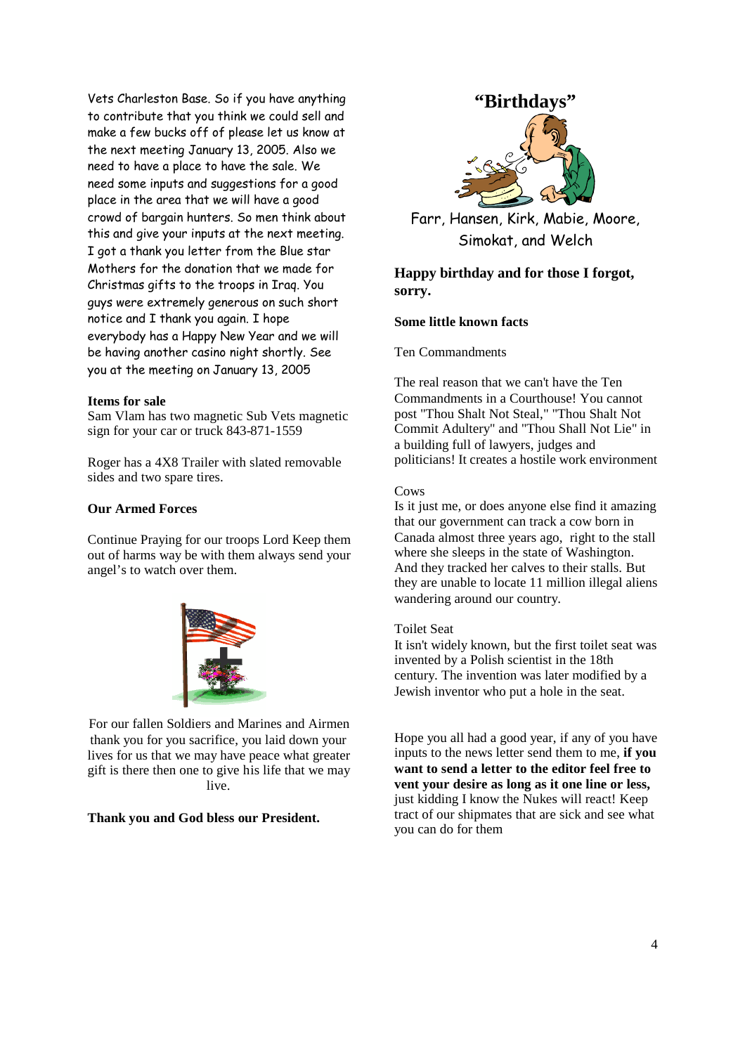Vets Charleston Base. So if you have anything to contribute that you think we could sell and make a few bucks off of please let us know at the next meeting January 13, 2005. Also we need to have a place to have the sale. We need some inputs and suggestions for a good place in the area that we will have a good crowd of bargain hunters. So men think about this and give your inputs at the next meeting. I got a thank you letter from the Blue star Mothers for the donation that we made for Christmas gifts to the troops in Iraq. You guys were extremely generous on such short notice and I thank you again. I hope everybody has a Happy New Year and we will be having another casino night shortly. See you at the meeting on January 13, 2005

**Items for sale**

Sam Vlam has two magnetic Sub Vets magnetic sign for your car or truck 843-871-1559

Roger has a 4X8 Trailer with slated removable sides and two spare tires.

**Our Armed Forces**

Continue Praying for our troops Lord Keep them out of harms way be with them always send your angel's to watch over them.

For our fallen Soldiers and Marines and Airmen thank you for you sacrifice, you laid down your lives for us that we may have peace what greater gift is there then one to give his life that we may live.

**Thank you and God bless our President.**

## "Birthdays"

Farr, Hansen, Kirk, Mabie, Moore, Simokat, and Welch

**Happy birthday and for those I forgot, sorry.**

**Some little known facts**

Ten Commandments

The real reason that we can't have the Ten Commandments in a Courthouse! You cannot post "Thou Shalt Not Steal," "Thou Shalt Not Commit Adultery" and "Thou Shall Not Lie" in a building full of lawyers, judges and politicians! It creates a hostile work environment

Cows

Is it just me, or does anyone else find it amazing that our government can track a cow born in Canada almost three years ago, right to the stall where she sleeps in the state of Washington. And they tracked her calves to their stalls. But they are unable to locate 11 million illegal aliens wandering around our country.

Toilet Seat

It isn't widely known, but the first toilet seat was invented by a Polish scientist in the 18th century. The invention was later modified by a Jewish inventor who put a hole in the seat.

Hope you all had a good year, if any of you have inputs to the news letter send them to me, **if you want to send a letter to the editor feel free to vent your desire as long as it one line or less,** just kidding I know the Nukes will react! Keep tract of our shipmates that are sick and see what you can do for them